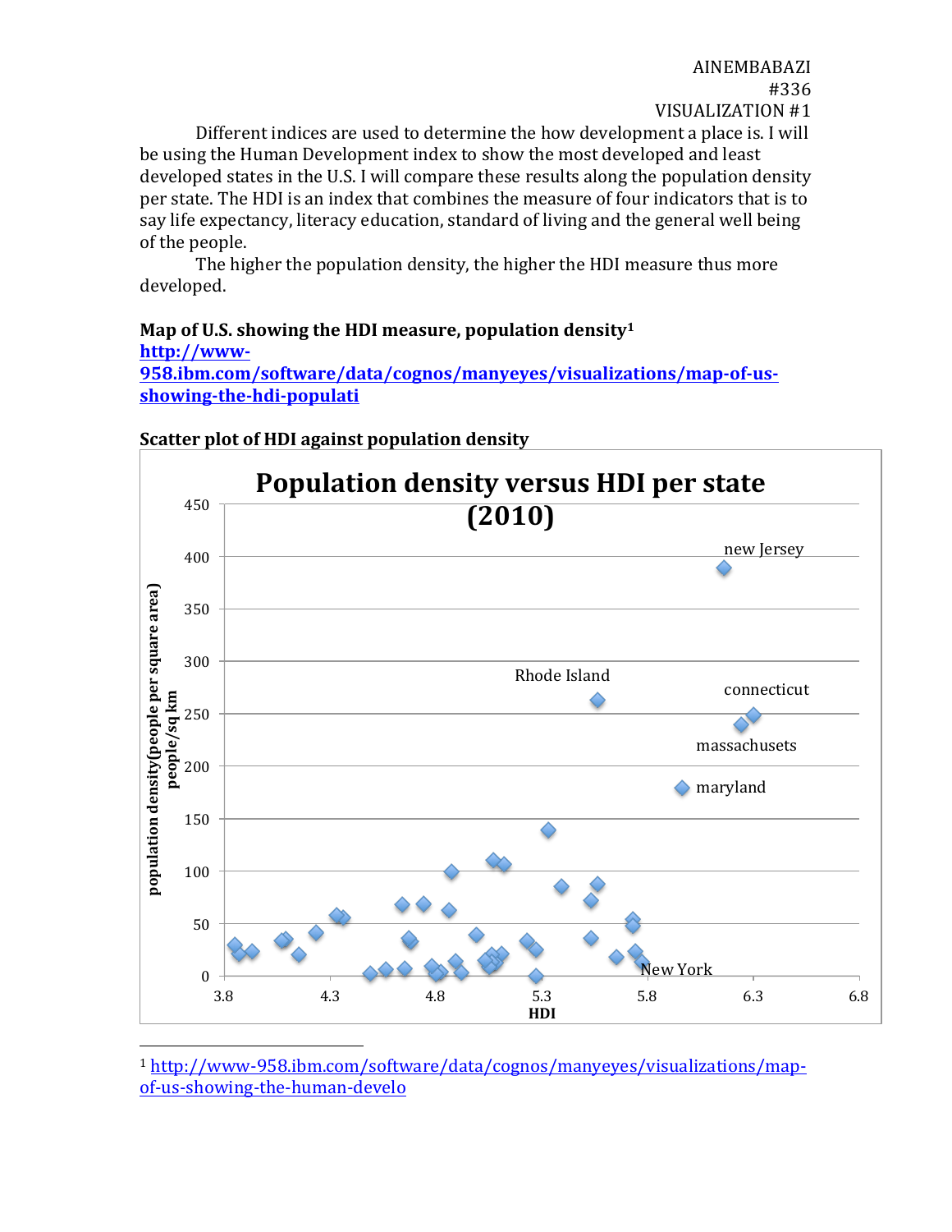AINEMBABAZI
#336
VISUALIZATION #1

Different indices are used to determine the how development a place is. I will be using the Human Development index to show the most developed and least developed states in the U.S. I will compare these results along the population density per state. The HDI is an index that combines the measure of four indicators that is to say life expectancy, literacy education, standard of living and the general well being of the people.

The higher the population density, the higher the HDI measure thus more developed.

**Map of U.S. showing the HDI measure, population density**[1]
[http://www-958.ibm.com/software/data/cognos/manyeyes/visualizations/map-of-us-showing-the-hdi-populati](http://www-958.ibm.com/software/data/cognos/manyeyes/visualizations/map-of-us-showing-the-hdi-populati)

**Scatter plot of HDI against population density**

Population density versus HDI per state (2010)

[1] [http://www-958.ibm.com/software/data/cognos/manyeyes/visualizations/map-of-us-showing-the-human-develo](http://www-958.ibm.com/software/data/cognos/manyeyes/visualizations/map-of-us-showing-the-human-develo)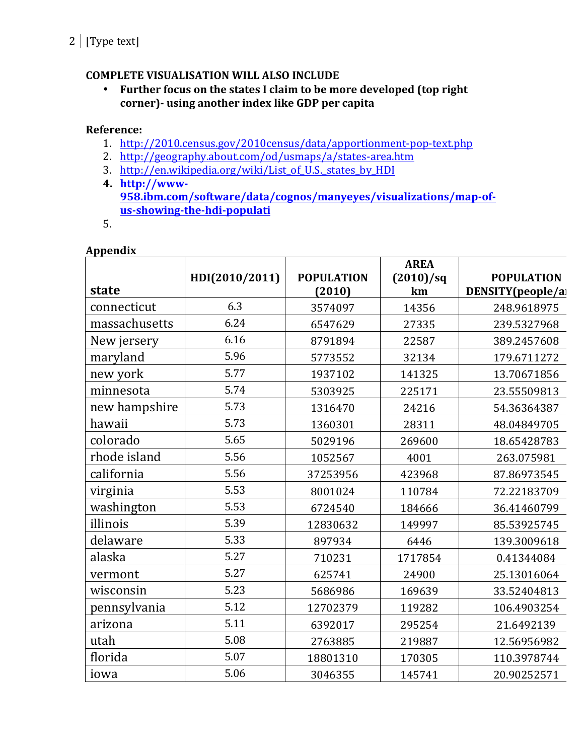**COMPLETE VISUALISATION WILL ALSO INCLUDE**

- **Further focus on the states I claim to be more developed (top right corner)- using another index like GDP per capita**

**Reference:**

1. http://2010.census.gov/2010census/data/apportionment-pop-text.php
2. http://geography.about.com/od/usmaps/a/states-area.htm
3. http://en.wikipedia.org/wiki/List_of_U.S._states_by_HDI
4. **http://www-958.ibm.com/software/data/cognos/manyeyes/visualizations/map-of-us-showing-the-hdi-populati**
5. 

**Appendix**

| state | HDI(2010/2011) | POPULATION (2010) | AREA (2010)/sq km | POPULATION DENSITY(people/a |
|---|---|---|---|---|
| connecticut | 6.3 | 3574097 | 14356 | 248.9618975 |
| massachusetts | 6.24 | 6547629 | 27335 | 239.5327968 |
| New jersery | 6.16 | 8791894 | 22587 | 389.2457608 |
| maryland | 5.96 | 5773552 | 32134 | 179.6711272 |
| new york | 5.77 | 1937102 | 141325 | 13.70671856 |
| minnesota | 5.74 | 5303925 | 225171 | 23.55509813 |
| new hampshire | 5.73 | 1316470 | 24216 | 54.36364387 |
| hawaii | 5.73 | 1360301 | 28311 | 48.04849705 |
| colorado | 5.65 | 5029196 | 269600 | 18.65428783 |
| rhode island | 5.56 | 1052567 | 4001 | 263.075981 |
| california | 5.56 | 37253956 | 423968 | 87.86973545 |
| virginia | 5.53 | 8001024 | 110784 | 72.22183709 |
| washington | 5.53 | 6724540 | 184666 | 36.41460799 |
| illinois | 5.39 | 12830632 | 149997 | 85.53925745 |
| delaware | 5.33 | 897934 | 6446 | 139.3009618 |
| alaska | 5.27 | 710231 | 1717854 | 0.41344084 |
| vermont | 5.27 | 625741 | 24900 | 25.13016064 |
| wisconsin | 5.23 | 5686986 | 169639 | 33.52404813 |
| pennsylvania | 5.12 | 12702379 | 119282 | 106.4903254 |
| arizona | 5.11 | 6392017 | 295254 | 21.6492139 |
| utah | 5.08 | 2763885 | 219887 | 12.56956982 |
| florida | 5.07 | 18801310 | 170305 | 110.3978744 |
| iowa | 5.06 | 3046355 | 145741 | 20.90252571 |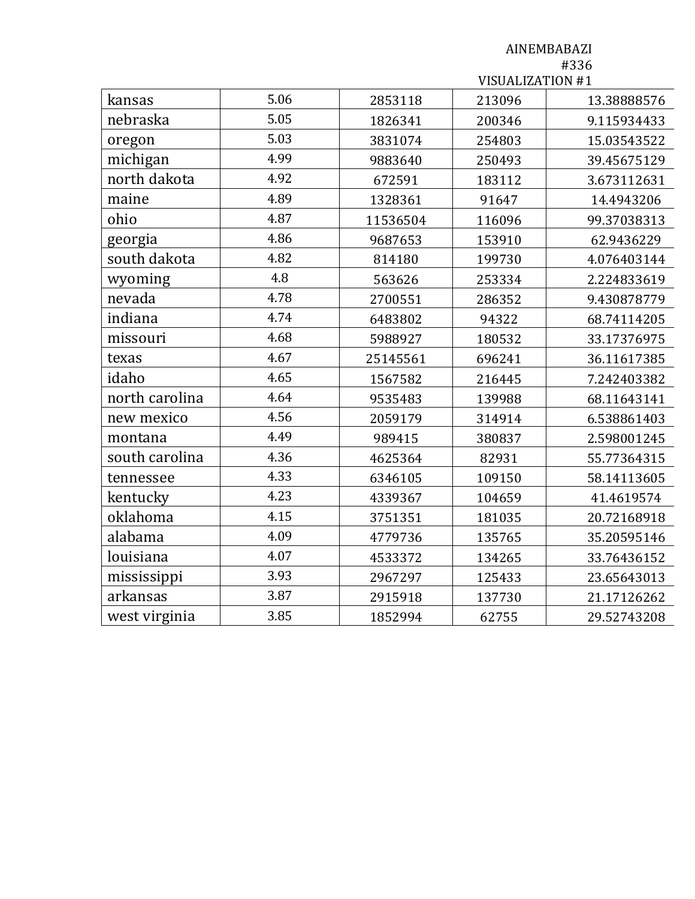| | | | | |
|---|---|---|---|---|
| kansas | 5.06 | 2853118 | 213096 | 13.38888576 |
| nebraska | 5.05 | 1826341 | 200346 | 9.115934433 |
| oregon | 5.03 | 3831074 | 254803 | 15.03543522 |
| michigan | 4.99 | 9883640 | 250493 | 39.45675129 |
| north dakota | 4.92 | 672591 | 183112 | 3.673112631 |
| maine | 4.89 | 1328361 | 91647 | 14.4943206 |
| ohio | 4.87 | 11536504 | 116096 | 99.37038313 |
| georgia | 4.86 | 9687653 | 153910 | 62.9436229 |
| south dakota | 4.82 | 814180 | 199730 | 4.076403144 |
| wyoming | 4.8 | 563626 | 253334 | 2.224833619 |
| nevada | 4.78 | 2700551 | 286352 | 9.430878779 |
| indiana | 4.74 | 6483802 | 94322 | 68.74114205 |
| missouri | 4.68 | 5988927 | 180532 | 33.17376975 |
| texas | 4.67 | 25145561 | 696241 | 36.11617385 |
| idaho | 4.65 | 1567582 | 216445 | 7.242403382 |
| north carolina | 4.64 | 9535483 | 139988 | 68.11643141 |
| new mexico | 4.56 | 2059179 | 314914 | 6.538861403 |
| montana | 4.49 | 989415 | 380837 | 2.598001245 |
| south carolina | 4.36 | 4625364 | 82931 | 55.77364315 |
| tennessee | 4.33 | 6346105 | 109150 | 58.14113605 |
| kentucky | 4.23 | 4339367 | 104659 | 41.4619574 |
| oklahoma | 4.15 | 3751351 | 181035 | 20.72168918 |
| alabama | 4.09 | 4779736 | 135765 | 35.20595146 |
| louisiana | 4.07 | 4533372 | 134265 | 33.76436152 |
| mississippi | 3.93 | 2967297 | 125433 | 23.65643013 |
| arkansas | 3.87 | 2915918 | 137730 | 21.17126262 |
| west virginia | 3.85 | 1852994 | 62755 | 29.52743208 |